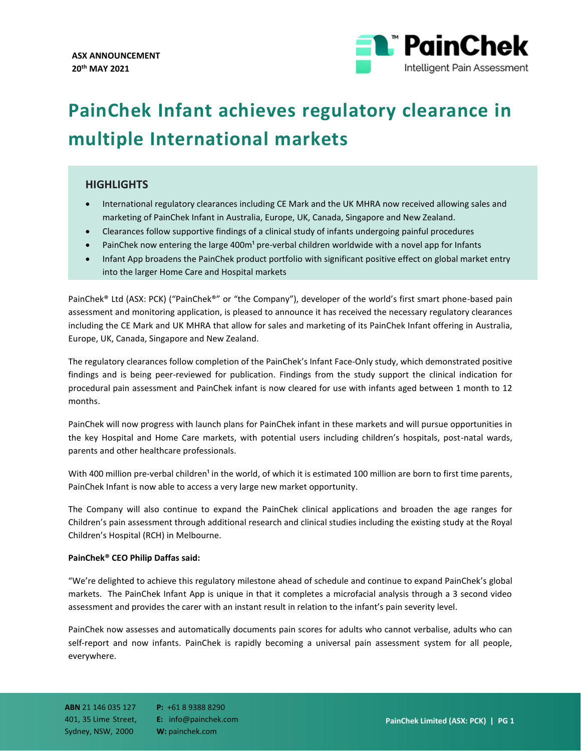**ASX ANNOUNCEMENT**
**20th MAY 2021**

# PainChek Infant achieves regulatory clearance in multiple International markets

## HIGHLIGHTS

- International regulatory clearances including CE Mark and the UK MHRA now received allowing sales and marketing of PainChek Infant in Australia, Europe, UK, Canada, Singapore and New Zealand.
- Clearances follow supportive findings of a clinical study of infants undergoing painful procedures
- PainChek now entering the large 400m[1] pre-verbal children worldwide with a novel app for Infants
- Infant App broadens the PainChek product portfolio with significant positive effect on global market entry into the larger Home Care and Hospital markets

PainChek® Ltd (ASX: PCK) ("PainChek®" or "the Company"), developer of the world's first smart phone-based pain assessment and monitoring application, is pleased to announce it has received the necessary regulatory clearances including the CE Mark and UK MHRA that allow for sales and marketing of its PainChek Infant offering in Australia, Europe, UK, Canada, Singapore and New Zealand.

The regulatory clearances follow completion of the PainChek's Infant Face-Only study, which demonstrated positive findings and is being peer-reviewed for publication. Findings from the study support the clinical indication for procedural pain assessment and PainChek infant is now cleared for use with infants aged between 1 month to 12 months.

PainChek will now progress with launch plans for PainChek infant in these markets and will pursue opportunities in the key Hospital and Home Care markets, with potential users including children's hospitals, post-natal wards, parents and other healthcare professionals.

With 400 million pre-verbal children[1] in the world, of which it is estimated 100 million are born to first time parents, PainChek Infant is now able to access a very large new market opportunity.

The Company will also continue to expand the PainChek clinical applications and broaden the age ranges for Children's pain assessment through additional research and clinical studies including the existing study at the Royal Children's Hospital (RCH) in Melbourne.

**PainChek® CEO Philip Daffas said:**

"We're delighted to achieve this regulatory milestone ahead of schedule and continue to expand PainChek's global markets. The PainChek Infant App is unique in that it completes a microfacial analysis through a 3 second video assessment and provides the carer with an instant result in relation to the infant's pain severity level.

PainChek now assesses and automatically documents pain scores for adults who cannot verbalise, adults who can self-report and now infants. PainChek is rapidly becoming a universal pain assessment system for all people, everywhere.

**ABN** 21 146 035 127
401, 35 Lime Street,
Sydney, NSW, 2000

**P:** +61 8 9388 8290
**E:** info@painchek.com
**W:** painchek.com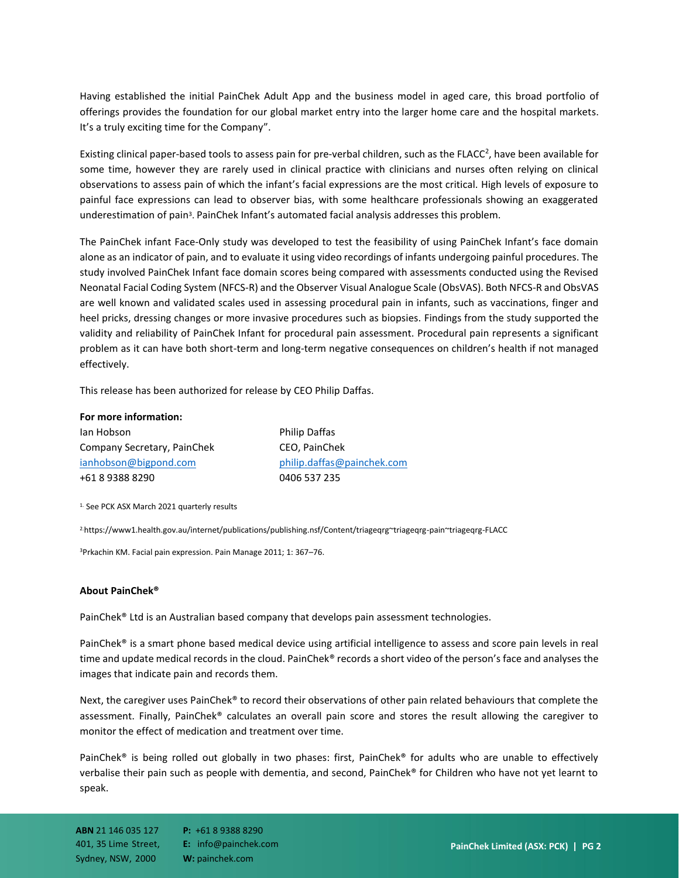Having established the initial PainChek Adult App and the business model in aged care, this broad portfolio of offerings provides the foundation for our global market entry into the larger home care and the hospital markets. It's a truly exciting time for the Company".

Existing clinical paper-based tools to assess pain for pre-verbal children, such as the FLACC[2], have been available for some time, however they are rarely used in clinical practice with clinicians and nurses often relying on clinical observations to assess pain of which the infant's facial expressions are the most critical. High levels of exposure to painful face expressions can lead to observer bias, with some healthcare professionals showing an exaggerated underestimation of pain[3]. PainChek Infant's automated facial analysis addresses this problem.

The PainChek infant Face-Only study was developed to test the feasibility of using PainChek Infant's face domain alone as an indicator of pain, and to evaluate it using video recordings of infants undergoing painful procedures. The study involved PainChek Infant face domain scores being compared with assessments conducted using the Revised Neonatal Facial Coding System (NFCS-R) and the Observer Visual Analogue Scale (ObsVAS). Both NFCS-R and ObsVAS are well known and validated scales used in assessing procedural pain in infants, such as vaccinations, finger and heel pricks, dressing changes or more invasive procedures such as biopsies. Findings from the study supported the validity and reliability of PainChek Infant for procedural pain assessment. Procedural pain represents a significant problem as it can have both short-term and long-term negative consequences on children's health if not managed effectively.

This release has been authorized for release by CEO Philip Daffas.

**For more information:**

Ian Hobson
Company Secretary, PainChek
ianhobson@bigpond.com
+61 8 9388 8290

Philip Daffas
CEO, PainChek
philip.daffas@painchek.com
0406 537 235

[1] See PCK ASX March 2021 quarterly results

[2] https://www1.health.gov.au/internet/publications/publishing.nsf/Content/triageqrg~triageqrg-pain~triageqrg-FLACC

[3] Prkachin KM. Facial pain expression. Pain Manage 2011; 1: 367–76.

**About PainChek®**

PainChek® Ltd is an Australian based company that develops pain assessment technologies.

PainChek® is a smart phone based medical device using artificial intelligence to assess and score pain levels in real time and update medical records in the cloud. PainChek® records a short video of the person's face and analyses the images that indicate pain and records them.

Next, the caregiver uses PainChek® to record their observations of other pain related behaviours that complete the assessment. Finally, PainChek® calculates an overall pain score and stores the result allowing the caregiver to monitor the effect of medication and treatment over time.

PainChek® is being rolled out globally in two phases: first, PainChek® for adults who are unable to effectively verbalise their pain such as people with dementia, and second, PainChek® for Children who have not yet learnt to speak.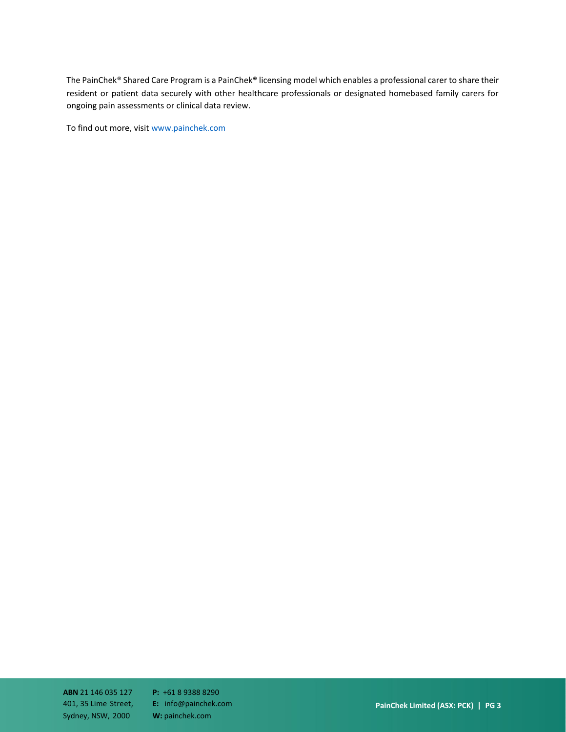The PainChek® Shared Care Program is a PainChek® licensing model which enables a professional carer to share their resident or patient data securely with other healthcare professionals or designated homebased family carers for ongoing pain assessments or clinical data review.

To find out more, visit [www.painchek.com](http://www.painchek.com)